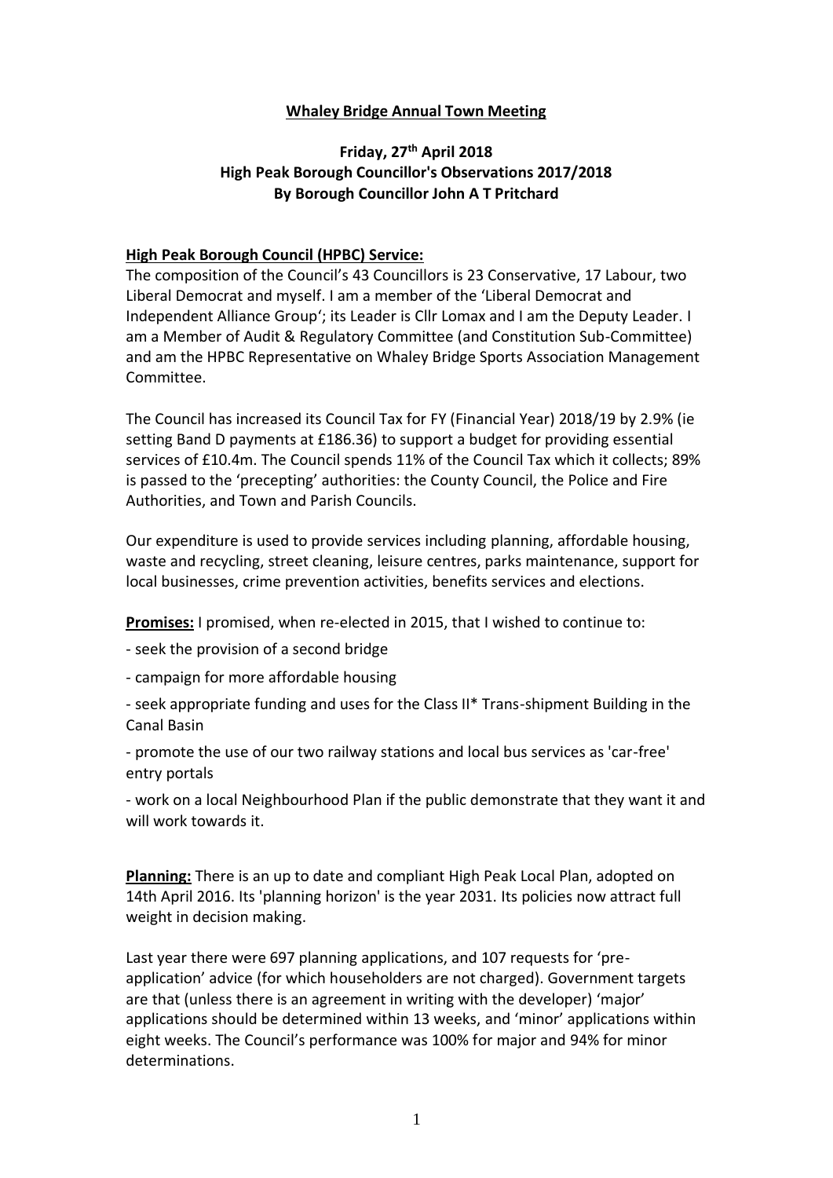**Whaley Bridge Annual Town Meeting**

**Friday, 27th April 2018**
**High Peak Borough Councillor's Observations 2017/2018**
**By Borough Councillor John A T Pritchard**

**High Peak Borough Council (HPBC) Service:**
The composition of the Council's 43 Councillors is 23 Conservative, 17 Labour, two Liberal Democrat and myself. I am a member of the 'Liberal Democrat and Independent Alliance Group'; its Leader is Cllr Lomax and I am the Deputy Leader. I am a Member of Audit & Regulatory Committee (and Constitution Sub-Committee) and am the HPBC Representative on Whaley Bridge Sports Association Management Committee.

The Council has increased its Council Tax for FY (Financial Year) 2018/19 by 2.9% (ie setting Band D payments at £186.36) to support a budget for providing essential services of £10.4m. The Council spends 11% of the Council Tax which it collects; 89% is passed to the 'precepting' authorities: the County Council, the Police and Fire Authorities, and Town and Parish Councils.

Our expenditure is used to provide services including planning, affordable housing, waste and recycling, street cleaning, leisure centres, parks maintenance, support for local businesses, crime prevention activities, benefits services and elections.

**Promises:** I promised, when re-elected in 2015, that I wished to continue to:

- seek the provision of a second bridge
- campaign for more affordable housing
- seek appropriate funding and uses for the Class II* Trans-shipment Building in the Canal Basin
- promote the use of our two railway stations and local bus services as 'car-free' entry portals
- work on a local Neighbourhood Plan if the public demonstrate that they want it and will work towards it.

**Planning:** There is an up to date and compliant High Peak Local Plan, adopted on 14th April 2016. Its 'planning horizon' is the year 2031. Its policies now attract full weight in decision making.

Last year there were 697 planning applications, and 107 requests for 'pre-application' advice (for which householders are not charged). Government targets are that (unless there is an agreement in writing with the developer) 'major' applications should be determined within 13 weeks, and 'minor' applications within eight weeks. The Council's performance was 100% for major and 94% for minor determinations.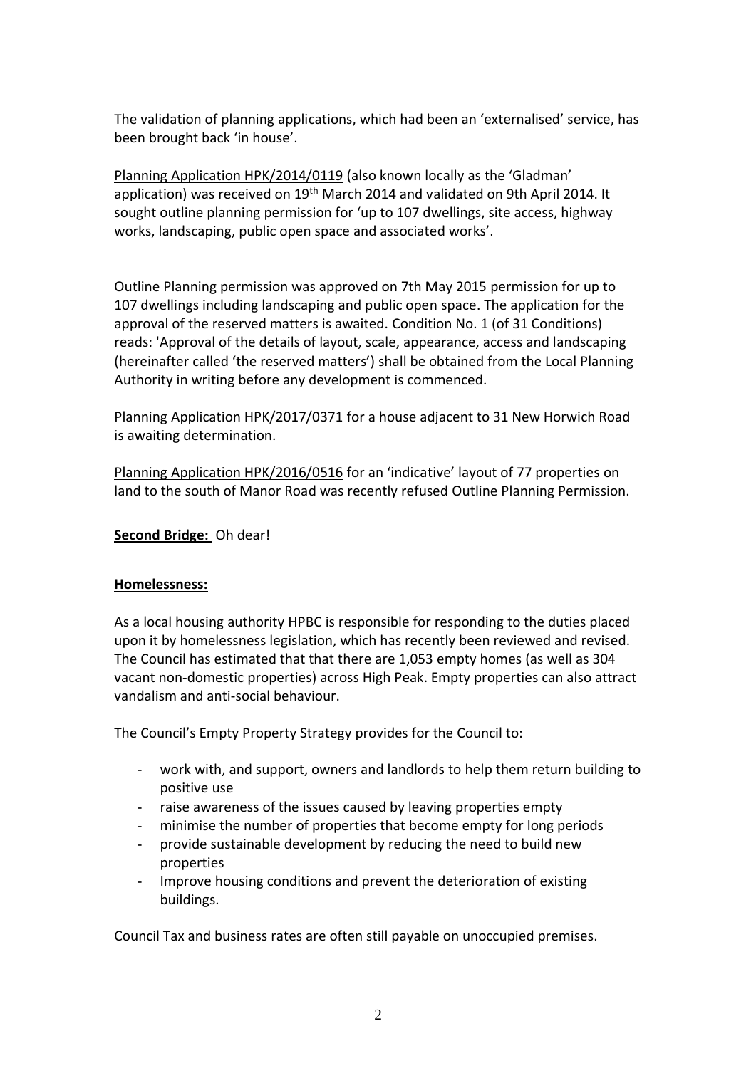The validation of planning applications, which had been an 'externalised' service, has been brought back 'in house'.

Planning Application HPK/2014/0119 (also known locally as the 'Gladman' application) was received on 19th March 2014 and validated on 9th April 2014. It sought outline planning permission for 'up to 107 dwellings, site access, highway works, landscaping, public open space and associated works'.

Outline Planning permission was approved on 7th May 2015 permission for up to 107 dwellings including landscaping and public open space. The application for the approval of the reserved matters is awaited. Condition No. 1 (of 31 Conditions) reads: 'Approval of the details of layout, scale, appearance, access and landscaping (hereinafter called 'the reserved matters') shall be obtained from the Local Planning Authority in writing before any development is commenced.

Planning Application HPK/2017/0371 for a house adjacent to 31 New Horwich Road is awaiting determination.

Planning Application HPK/2016/0516 for an 'indicative' layout of 77 properties on land to the south of Manor Road was recently refused Outline Planning Permission.

**Second Bridge:** Oh dear!

**Homelessness:**

As a local housing authority HPBC is responsible for responding to the duties placed upon it by homelessness legislation, which has recently been reviewed and revised. The Council has estimated that that there are 1,053 empty homes (as well as 304 vacant non-domestic properties) across High Peak. Empty properties can also attract vandalism and anti-social behaviour.

The Council's Empty Property Strategy provides for the Council to:

- work with, and support, owners and landlords to help them return building to positive use
- raise awareness of the issues caused by leaving properties empty
- minimise the number of properties that become empty for long periods
- provide sustainable development by reducing the need to build new properties
- Improve housing conditions and prevent the deterioration of existing buildings.

Council Tax and business rates are often still payable on unoccupied premises.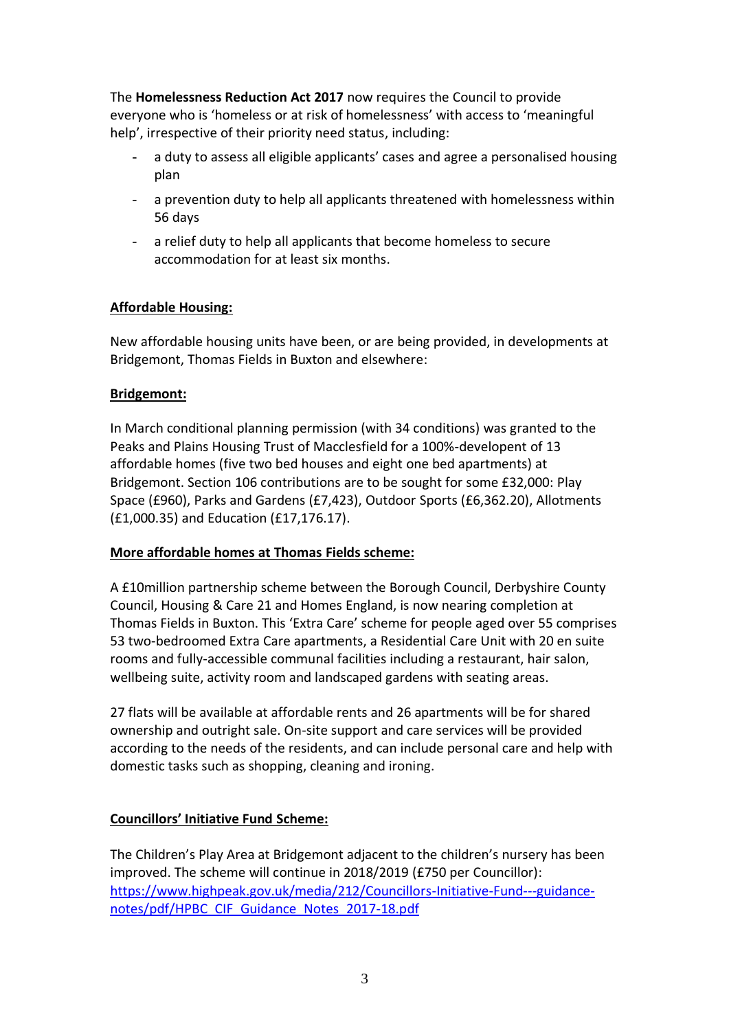The **Homelessness Reduction Act 2017** now requires the Council to provide everyone who is 'homeless or at risk of homelessness' with access to 'meaningful help', irrespective of their priority need status, including:

- a duty to assess all eligible applicants' cases and agree a personalised housing plan
- a prevention duty to help all applicants threatened with homelessness within 56 days
- a relief duty to help all applicants that become homeless to secure accommodation for at least six months.

**Affordable Housing:**

New affordable housing units have been, or are being provided, in developments at Bridgemont, Thomas Fields in Buxton and elsewhere:

**Bridgemont:**

In March conditional planning permission (with 34 conditions) was granted to the Peaks and Plains Housing Trust of Macclesfield for a 100%-developent of 13 affordable homes (five two bed houses and eight one bed apartments) at Bridgemont. Section 106 contributions are to be sought for some £32,000: Play Space (£960), Parks and Gardens (£7,423), Outdoor Sports (£6,362.20), Allotments (£1,000.35) and Education (£17,176.17).

**More affordable homes at Thomas Fields scheme:**

A £10million partnership scheme between the Borough Council, Derbyshire County Council, Housing & Care 21 and Homes England, is now nearing completion at Thomas Fields in Buxton. This 'Extra Care' scheme for people aged over 55 comprises 53 two-bedroomed Extra Care apartments, a Residential Care Unit with 20 en suite rooms and fully-accessible communal facilities including a restaurant, hair salon, wellbeing suite, activity room and landscaped gardens with seating areas.

27 flats will be available at affordable rents and 26 apartments will be for shared ownership and outright sale. On-site support and care services will be provided according to the needs of the residents, and can include personal care and help with domestic tasks such as shopping, cleaning and ironing.

**Councillors' Initiative Fund Scheme:**

The Children's Play Area at Bridgemont adjacent to the children's nursery has been improved. The scheme will continue in 2018/2019 (£750 per Councillor): https://www.highpeak.gov.uk/media/212/Councillors-Initiative-Fund---guidance-notes/pdf/HPBC_CIF_Guidance_Notes_2017-18.pdf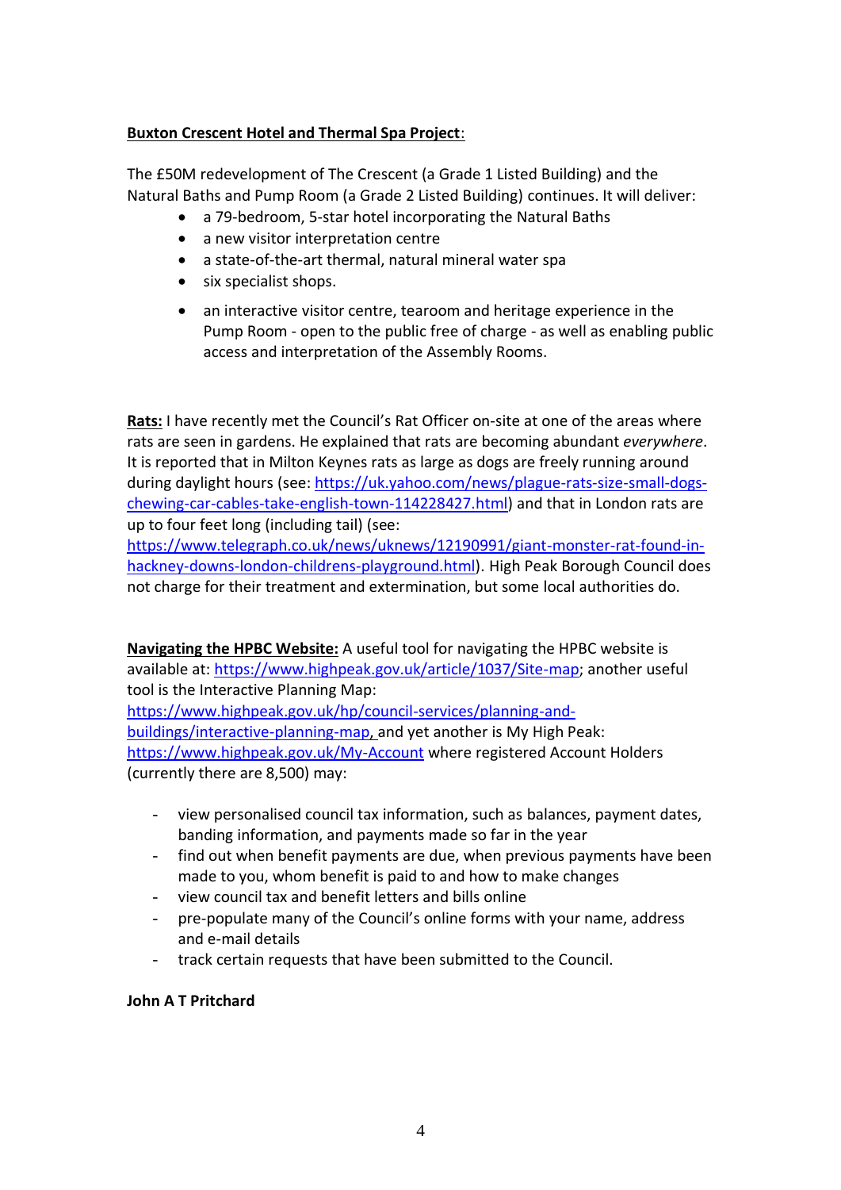**Buxton Crescent Hotel and Thermal Spa Project**:

The £50M redevelopment of The Crescent (a Grade 1 Listed Building) and the Natural Baths and Pump Room (a Grade 2 Listed Building) continues. It will deliver:

- a 79-bedroom, 5-star hotel incorporating the Natural Baths
- a new visitor interpretation centre
- a state-of-the-art thermal, natural mineral water spa
- six specialist shops.
- an interactive visitor centre, tearoom and heritage experience in the Pump Room - open to the public free of charge - as well as enabling public access and interpretation of the Assembly Rooms.

**Rats:** I have recently met the Council's Rat Officer on-site at one of the areas where rats are seen in gardens. He explained that rats are becoming abundant *everywhere*. It is reported that in Milton Keynes rats as large as dogs are freely running around during daylight hours (see: https://uk.yahoo.com/news/plague-rats-size-small-dogs-chewing-car-cables-take-english-town-114228427.html) and that in London rats are up to four feet long (including tail) (see: https://www.telegraph.co.uk/news/uknews/12190991/giant-monster-rat-found-in-hackney-downs-london-childrens-playground.html). High Peak Borough Council does not charge for their treatment and extermination, but some local authorities do.

**Navigating the HPBC Website:** A useful tool for navigating the HPBC website is available at: https://www.highpeak.gov.uk/article/1037/Site-map; another useful tool is the Interactive Planning Map: https://www.highpeak.gov.uk/hp/council-services/planning-and-buildings/interactive-planning-map, and yet another is My High Peak: https://www.highpeak.gov.uk/My-Account where registered Account Holders (currently there are 8,500) may:

- view personalised council tax information, such as balances, payment dates, banding information, and payments made so far in the year
- find out when benefit payments are due, when previous payments have been made to you, whom benefit is paid to and how to make changes
- view council tax and benefit letters and bills online
- pre-populate many of the Council's online forms with your name, address and e-mail details
- track certain requests that have been submitted to the Council.

**John A T Pritchard**